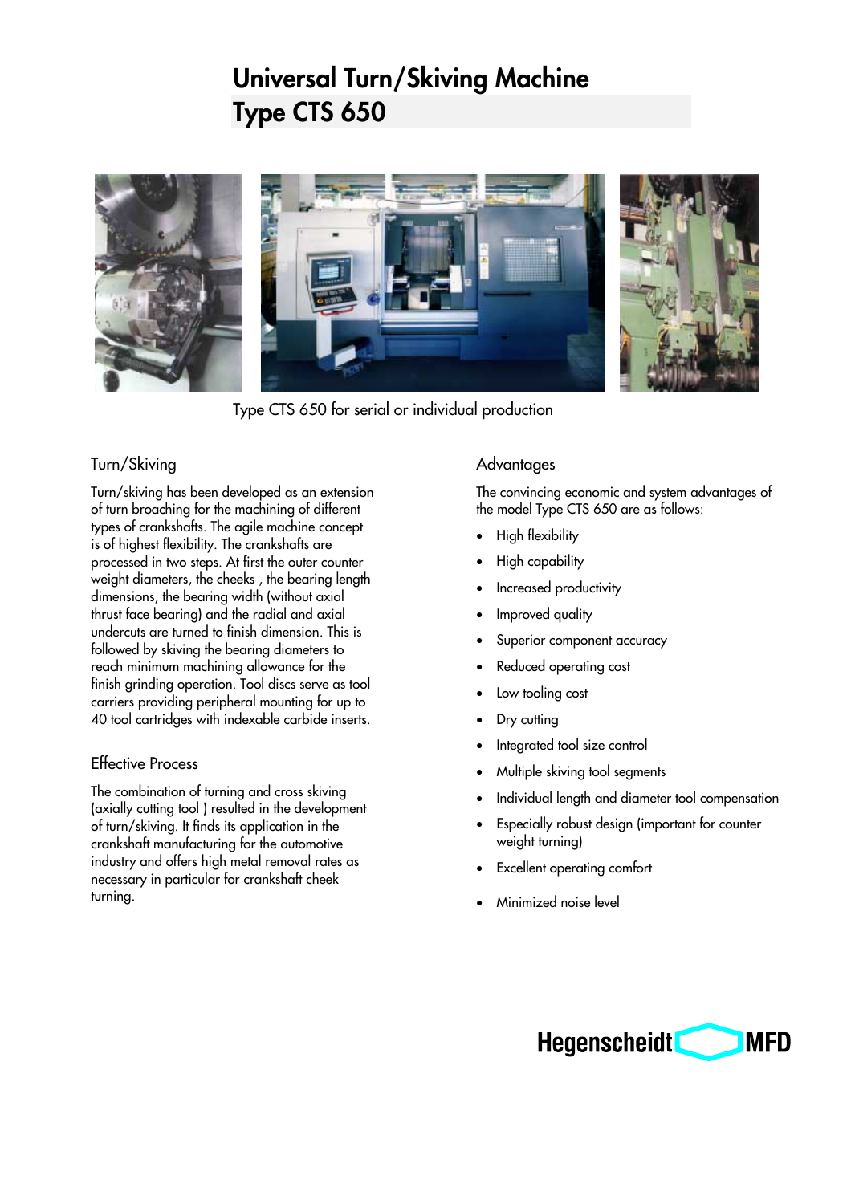# Universal Turn/Skiving Machine
# Type CTS 650

Type CTS 650 for serial or individual production

## Turn/Skiving

Turn/skiving has been developed as an extension of turn broaching for the machining of different types of crankshafts. The agile machine concept is of highest flexibility. The crankshafts are processed in two steps. At first the outer counter weight diameters, the cheeks , the bearing length dimensions, the bearing width (without axial thrust face bearing) and the radial and axial undercuts are turned to finish dimension. This is followed by skiving the bearing diameters to reach minimum machining allowance for the finish grinding operation. Tool discs serve as tool carriers providing peripheral mounting for up to 40 tool cartridges with indexable carbide inserts.

## Effective Process

The combination of turning and cross skiving (axially cutting tool ) resulted in the development of turn/skiving. It finds its application in the crankshaft manufacturing for the automotive industry and offers high metal removal rates as necessary in particular for crankshaft cheek turning.

## Advantages

The convincing economic and system advantages of the model Type CTS 650 are as follows:

- High flexibility
- High capability
- Increased productivity
- Improved quality
- Superior component accuracy
- Reduced operating cost
- Low tooling cost
- Dry cutting
- Integrated tool size control
- Multiple skiving tool segments
- Individual length and diameter tool compensation
- Especially robust design (important for counter weight turning)
- Excellent operating comfort
- Minimized noise level

Hegenscheidt MFD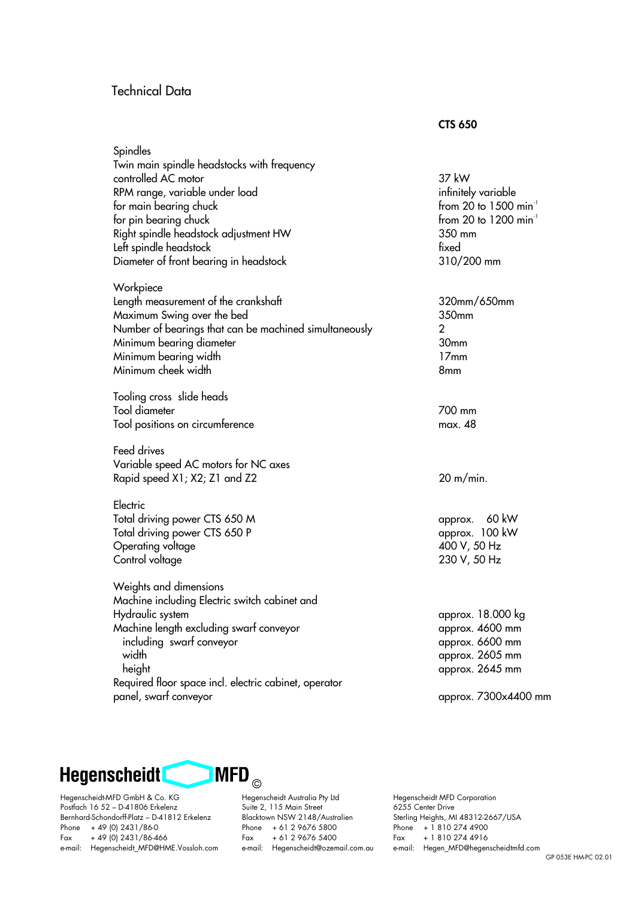## Technical Data

| | CTS 650 |
|---|---|
| **Spindles** | |
| Twin main spindle headstocks with frequency controlled AC motor | 37 kW |
| RPM range, variable under load | infinitely variable |
| for main bearing chuck | from 20 to 1500 $min^{-1}$ |
| for pin bearing chuck | from 20 to 1200 $min^{-1}$ |
| Right spindle headstock adjustment HW | 350 mm |
| Left spindle headstock | fixed |
| Diameter of front bearing in headstock | 310/200 mm |
| **Workpiece** | |
| Length measurement of the crankshaft | 320mm/650mm |
| Maximum Swing over the bed | 350mm |
| Number of bearings that can be machined simultaneously | 2 |
| Minimum bearing diameter | 30mm |
| Minimum bearing width | 17mm |
| Minimum cheek width | 8mm |
| **Tooling cross slide heads** | |
| Tool diameter | 700 mm |
| Tool positions on circumference | max. 48 |
| **Feed drives** | |
| Variable speed AC motors for NC axes | |
| Rapid speed X1; X2; Z1 and Z2 | 20 m/min. |
| **Electric** | |
| Total driving power CTS 650 M | approx. 60 kW |
| Total driving power CTS 650 P | approx. 100 kW |
| Operating voltage | 400 V, 50 Hz |
| Control voltage | 230 V, 50 Hz |
| **Weights and dimensions** | |
| Machine including Electric switch cabinet and Hydraulic system | approx. 18.000 kg |
| Machine length excluding swarf conveyor | approx. 4600 mm |
| including swarf conveyor | approx. 6600 mm |
| width | approx. 2605 mm |
| height | approx. 2645 mm |
| Required floor space incl. electric cabinet, operator panel, swarf conveyor | approx. 7300x4400 mm |

**Hegenscheidt MFD ©**

Hegenscheidt-MFD GmbH & Co. KG
Postfach 16 52 – D-41806 Erkelenz
Bernhard-Schondorff-Platz – D-41812 Erkelenz
Phone + 49 (0) 2431/86-0
Fax + 49 (0) 2431/86-466
e-mail: Hegenscheidt_MFD@HME.Vossloh.com

Hegenscheidt Australia Pty Ltd
Suite 2, 115 Main Street
Blacktown NSW 2148/Australien
Phone + 61 2 9676 5800
Fax + 61 2 9676 5400
e-mail: Hegenscheidt@ozemail.com.au

Hegenscheidt MFD Corporation
6255 Center Drive
Sterling Heights, MI 48312-2667/USA
Phone + 1 810 274 4900
Fax + 1 810 274 4916
e-mail: Hegen_MFD@hegenscheidtmfd.com

GP 053E HM-PC 02.01